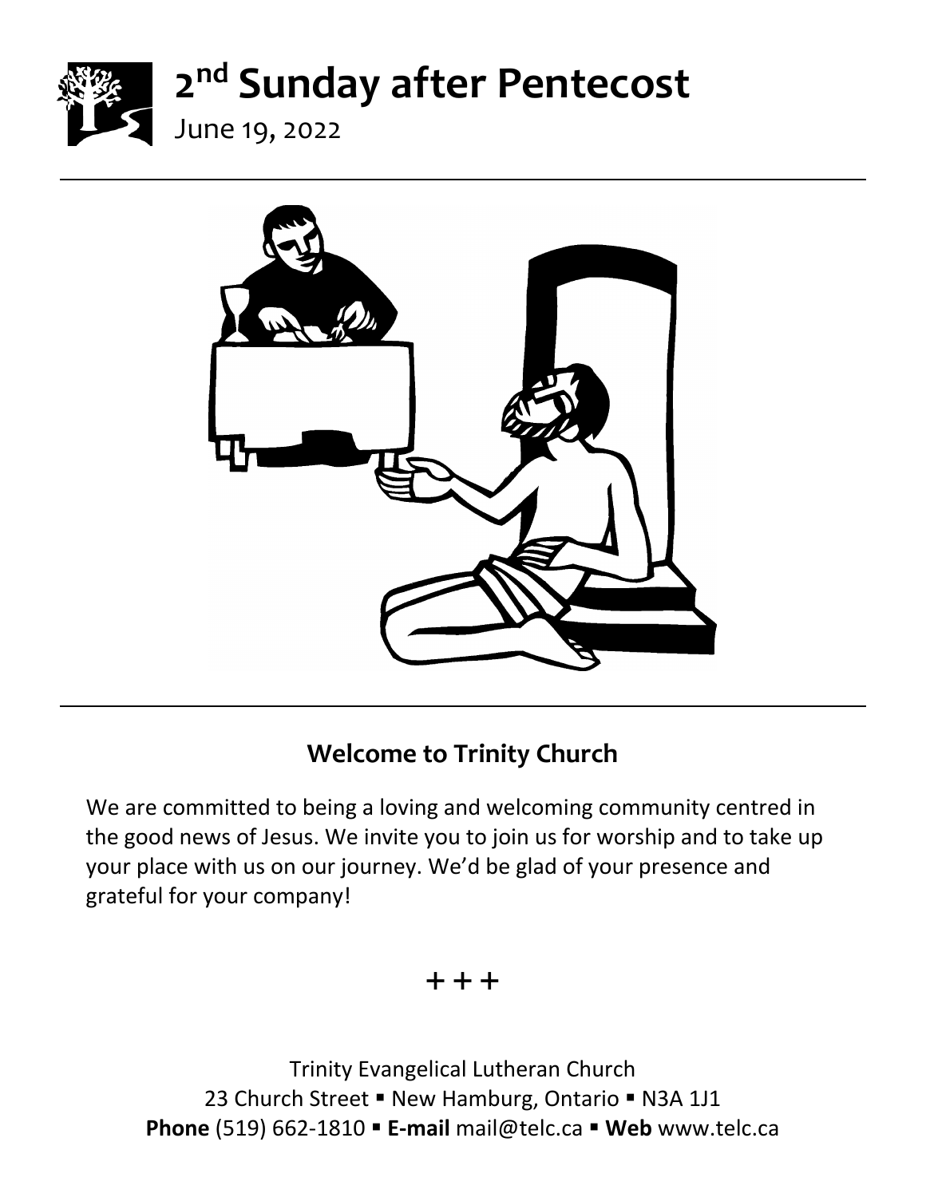# 2nd Sunday after Pentecost

June 19, 2022

## Welcome to Trinity Church

We are committed to being a loving and welcoming community centred in the good news of Jesus. We invite you to join us for worship and to take up your place with us on our journey. We'd be glad of your presence and grateful for your company!

+ + +

Trinity Evangelical Lutheran Church
23 Church Street ▪ New Hamburg, Ontario ▪ N3A 1J1
**Phone** (519) 662-1810 ▪ **E-mail** mail@telc.ca ▪ **Web** www.telc.ca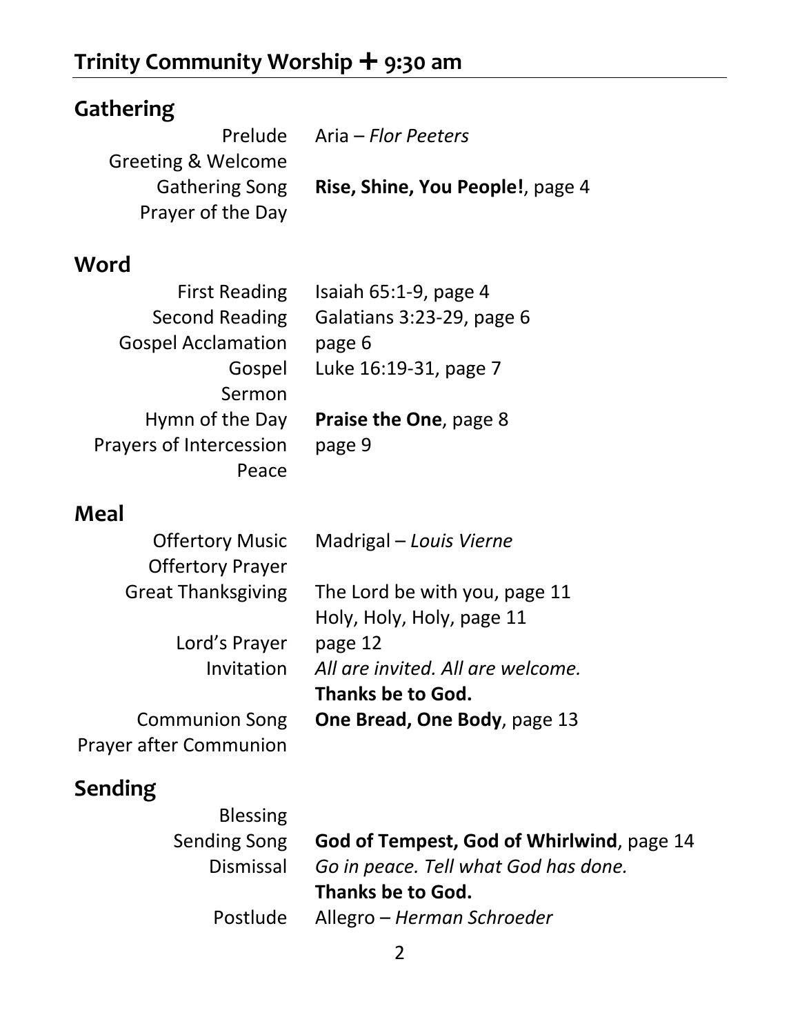# Trinity Community Worship ✚ 9:30 am

## Gathering

| | |
|---|---|
| Prelude | Aria – *Flor Peeters* |
| Greeting & Welcome | |
| Gathering Song | **Rise, Shine, You People!**, page 4 |
| Prayer of the Day | |

## Word

| | |
|---|---|
| First Reading | Isaiah 65:1-9, page 4 |
| Second Reading | Galatians 3:23-29, page 6 |
| Gospel Acclamation | page 6 |
| Gospel | Luke 16:19-31, page 7 |
| Sermon | |
| Hymn of the Day | **Praise the One**, page 8 |
| Prayers of Intercession | page 9 |
| Peace | |

## Meal

| | |
|---|---|
| Offertory Music | Madrigal – *Louis Vierne* |
| Offertory Prayer | |
| Great Thanksgiving | The Lord be with you, page 11 |
| | Holy, Holy, Holy, page 11 |
| Lord's Prayer | page 12 |
| Invitation | *All are invited. All are welcome.* |
| | **Thanks be to God.** |
| Communion Song | **One Bread, One Body**, page 13 |
| Prayer after Communion | |

## Sending

| | |
|---|---|
| Blessing | |
| Sending Song | **God of Tempest, God of Whirlwind**, page 14 |
| Dismissal | *Go in peace. Tell what God has done.* |
| | **Thanks be to God.** |
| Postlude | Allegro – *Herman Schroeder* |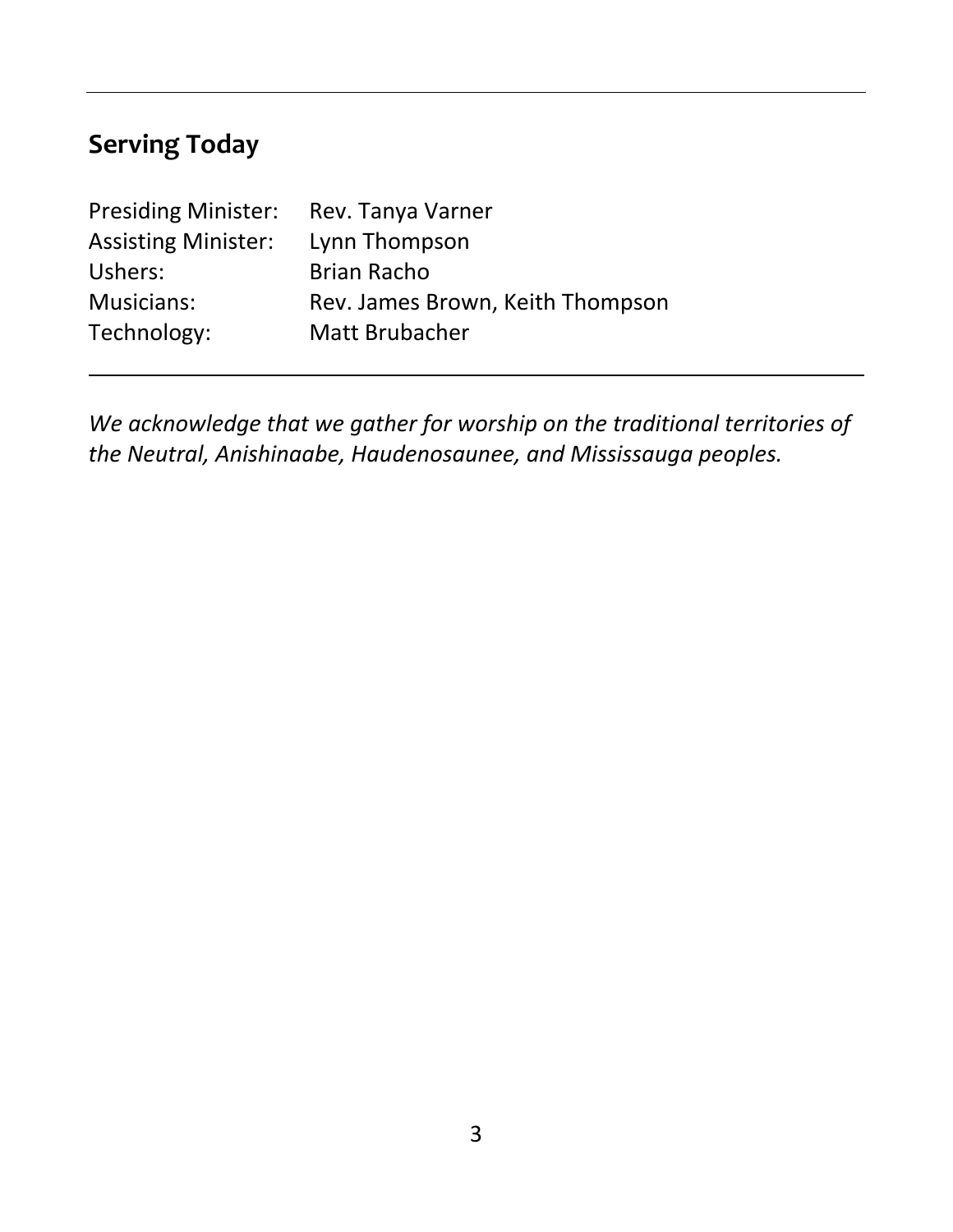## Serving Today

| | |
|---|---|
| Presiding Minister: | Rev. Tanya Varner |
| Assisting Minister: | Lynn Thompson |
| Ushers: | Brian Racho |
| Musicians: | Rev. James Brown, Keith Thompson |
| Technology: | Matt Brubacher |

---

*We acknowledge that we gather for worship on the traditional territories of the Neutral, Anishinaabe, Haudenosaunee, and Mississauga peoples.*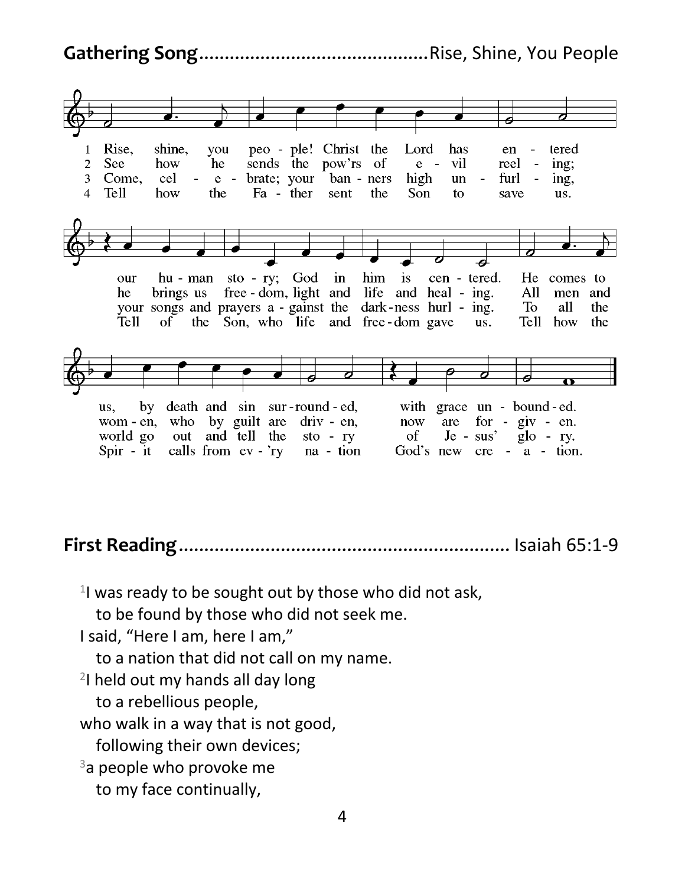**Gathering Song**..........................................Rise, Shine, You People

1 Rise, shine, you peo - ple! Christ the Lord has en - tered
2 See how he sends the pow'rs of e - vil reel - ing;
3 Come, cel - e - brate; your ban - ners high un - furl - ing,
4 Tell how the Fa - ther sent the Son to save us.

our hu - man sto - ry; God in him is cen - tered. He comes to
he brings us free - dom, light and life and heal - ing. All men and
your songs and prayers a - gainst the dark - ness hurl - ing. To all the
Tell of the Son, who life and free - dom gave us. Tell how the

us, by death and sin sur - round - ed, with grace un - bound - ed.
wom - en, who by guilt are driv - en, now are for - giv - en.
world go out and tell the sto - ry of Je - sus' glo - ry.
Spir - it calls from ev - 'ry na - tion God's new cre - a - tion.

**First Reading**.............................................................. Isaiah 65:1-9

[1]I was ready to be sought out by those who did not ask,
  to be found by those who did not seek me.
I said, "Here I am, here I am,"
  to a nation that did not call on my name.
[2]I held out my hands all day long
  to a rebellious people,
who walk in a way that is not good,
  following their own devices;
[3]a people who provoke me
  to my face continually,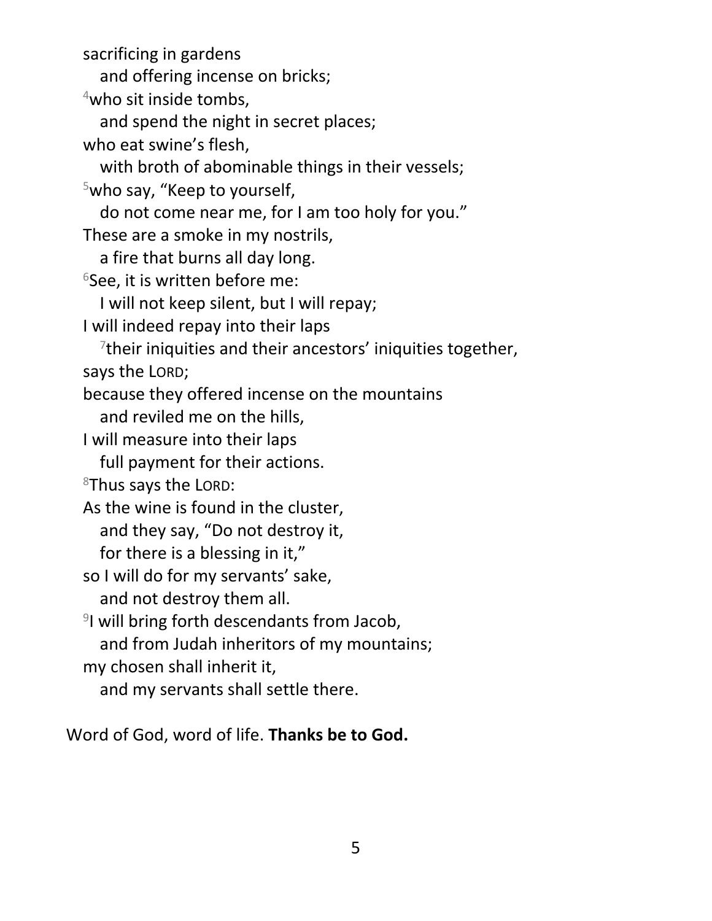sacrificing in gardens  
   and offering incense on bricks;  
[4]who sit inside tombs,  
   and spend the night in secret places;  
who eat swine's flesh,  
   with broth of abominable things in their vessels;  
[5]who say, "Keep to yourself,  
   do not come near me, for I am too holy for you."  
These are a smoke in my nostrils,  
   a fire that burns all day long.  
[6]See, it is written before me:  
   I will not keep silent, but I will repay;  
I will indeed repay into their laps  
   [7]their iniquities and their ancestors' iniquities together,  
says the LORD;  
because they offered incense on the mountains  
   and reviled me on the hills,  
I will measure into their laps  
   full payment for their actions.  
[8]Thus says the LORD:  
As the wine is found in the cluster,  
   and they say, "Do not destroy it,  
   for there is a blessing in it,"  
so I will do for my servants' sake,  
   and not destroy them all.  
[9]I will bring forth descendants from Jacob,  
   and from Judah inheritors of my mountains;  
my chosen shall inherit it,  
   and my servants shall settle there.

Word of God, word of life. **Thanks be to God.**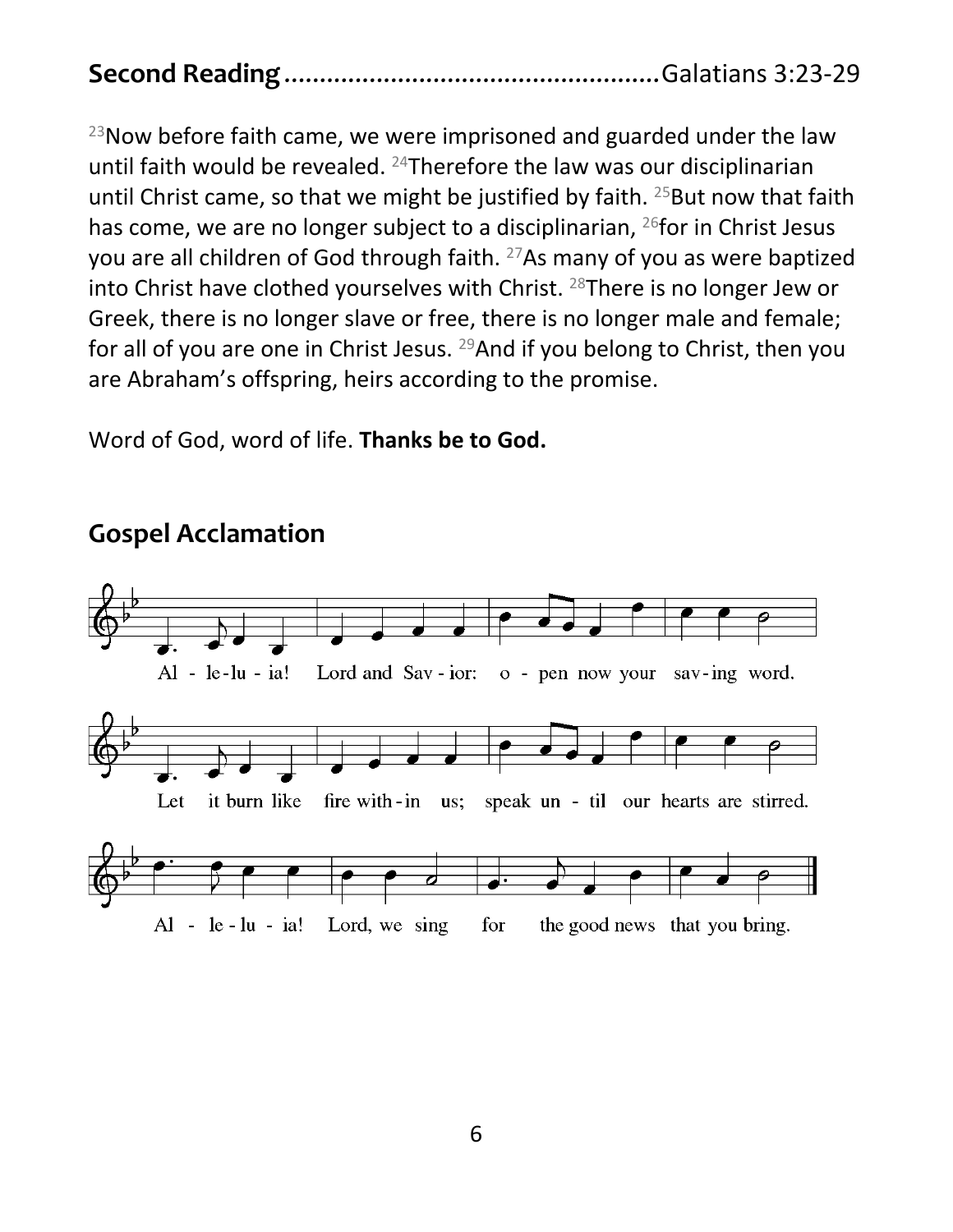## Second Reading ................................................... Galatians 3:23-29

[23]Now before faith came, we were imprisoned and guarded under the law until faith would be revealed. [24]Therefore the law was our disciplinarian until Christ came, so that we might be justified by faith. [25]But now that faith has come, we are no longer subject to a disciplinarian, [26]for in Christ Jesus you are all children of God through faith. [27]As many of you as were baptized into Christ have clothed yourselves with Christ. [28]There is no longer Jew or Greek, there is no longer slave or free, there is no longer male and female; for all of you are one in Christ Jesus. [29]And if you belong to Christ, then you are Abraham's offspring, heirs according to the promise.

Word of God, word of life. **Thanks be to God.**

## Gospel Acclamation

Al - le-lu - ia! Lord and Sav - ior: o - pen now your sav-ing word.

Let it burn like fire with-in us; speak un - til our hearts are stirred.

Al - le - lu - ia! Lord, we sing for the good news that you bring.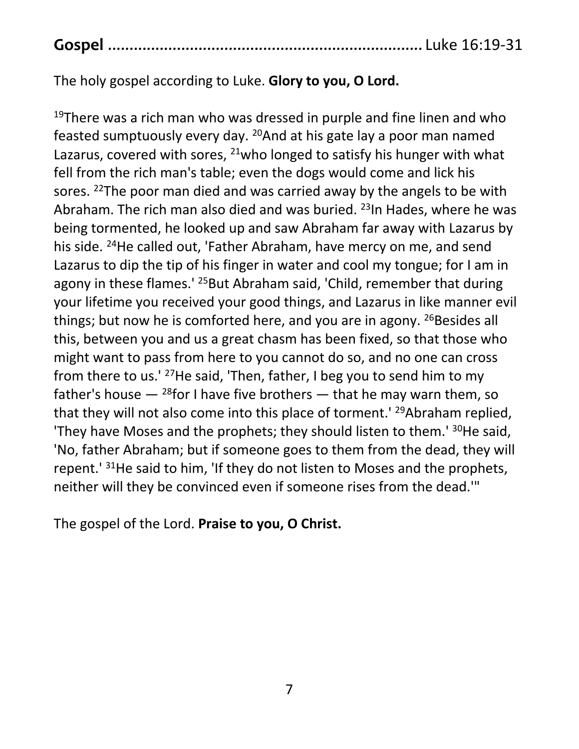**Gospel** ........................................................................ Luke 16:19-31

The holy gospel according to Luke. **Glory to you, O Lord.**

[19]There was a rich man who was dressed in purple and fine linen and who feasted sumptuously every day. [20]And at his gate lay a poor man named Lazarus, covered with sores, [21]who longed to satisfy his hunger with what fell from the rich man's table; even the dogs would come and lick his sores. [22]The poor man died and was carried away by the angels to be with Abraham. The rich man also died and was buried. [23]In Hades, where he was being tormented, he looked up and saw Abraham far away with Lazarus by his side. [24]He called out, 'Father Abraham, have mercy on me, and send Lazarus to dip the tip of his finger in water and cool my tongue; for I am in agony in these flames.' [25]But Abraham said, 'Child, remember that during your lifetime you received your good things, and Lazarus in like manner evil things; but now he is comforted here, and you are in agony. [26]Besides all this, between you and us a great chasm has been fixed, so that those who might want to pass from here to you cannot do so, and no one can cross from there to us.' [27]He said, 'Then, father, I beg you to send him to my father's house — [28]for I have five brothers — that he may warn them, so that they will not also come into this place of torment.' [29]Abraham replied, 'They have Moses and the prophets; they should listen to them.' [30]He said, 'No, father Abraham; but if someone goes to them from the dead, they will repent.' [31]He said to him, 'If they do not listen to Moses and the prophets, neither will they be convinced even if someone rises from the dead.'"

The gospel of the Lord. **Praise to you, O Christ.**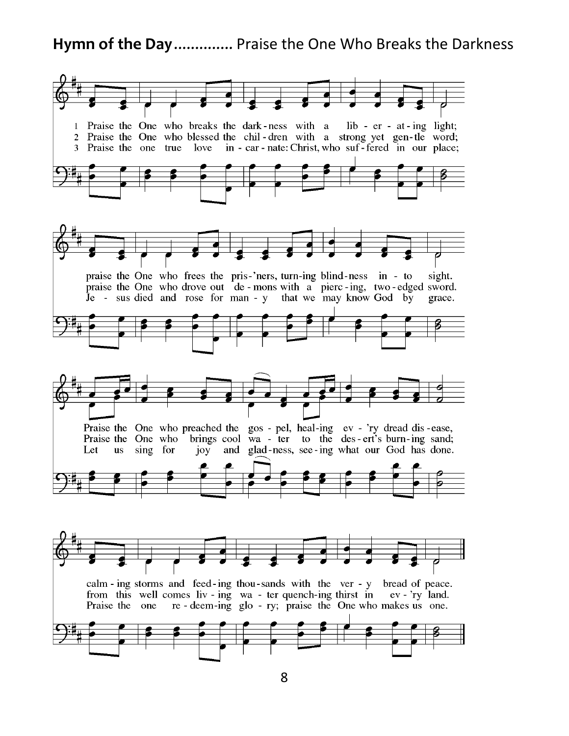**Hymn of the Day**............. Praise the One Who Breaks the Darkness

1 Praise the One who breaks the darkness with a liberating light;
praise the One who frees the pris'ners, turning blindness into sight.
Praise the One who preached the gospel, healing ev'ry dread disease,
calming storms and feeding thousands with the very bread of peace.

2 Praise the One who blessed the children with a strong yet gentle word;
praise the One who drove out demons with a piercing, two-edged sword.
Praise the One who brings cool water to the desert's burning sand;
from this well comes living water quenching thirst in ev'ry land.

3 Praise the one true love incarnate: Christ, who suffered in our place;
Jesus died and rose for many that we may know God by grace.
Let us sing for joy and gladness, seeing what our God has done.
Praise the one redeeming glory; praise the One who makes us one.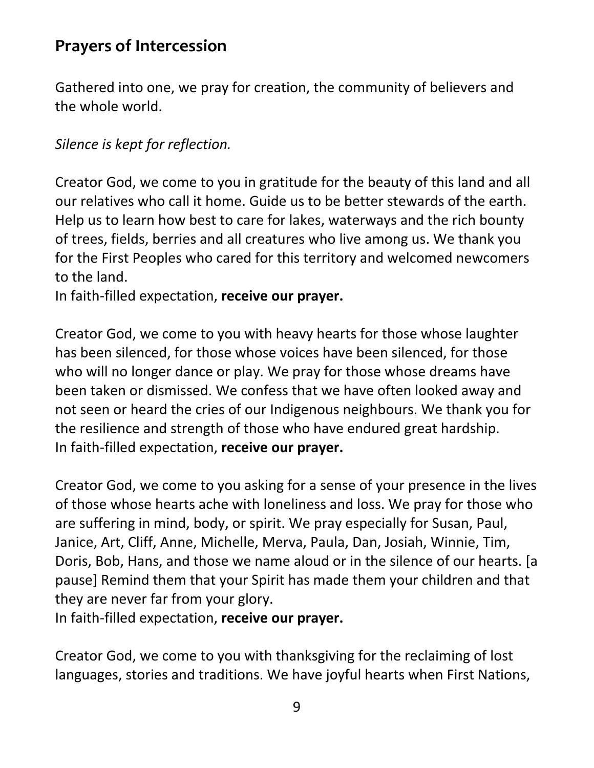## Prayers of Intercession

Gathered into one, we pray for creation, the community of believers and the whole world.

*Silence is kept for reflection.*

Creator God, we come to you in gratitude for the beauty of this land and all our relatives who call it home. Guide us to be better stewards of the earth. Help us to learn how best to care for lakes, waterways and the rich bounty of trees, fields, berries and all creatures who live among us. We thank you for the First Peoples who cared for this territory and welcomed newcomers to the land.
In faith-filled expectation, **receive our prayer.**

Creator God, we come to you with heavy hearts for those whose laughter has been silenced, for those whose voices have been silenced, for those who will no longer dance or play. We pray for those whose dreams have been taken or dismissed. We confess that we have often looked away and not seen or heard the cries of our Indigenous neighbours. We thank you for the resilience and strength of those who have endured great hardship.
In faith-filled expectation, **receive our prayer.**

Creator God, we come to you asking for a sense of your presence in the lives of those whose hearts ache with loneliness and loss. We pray for those who are suffering in mind, body, or spirit. We pray especially for Susan, Paul, Janice, Art, Cliff, Anne, Michelle, Merva, Paula, Dan, Josiah, Winnie, Tim, Doris, Bob, Hans, and those we name aloud or in the silence of our hearts. [a pause] Remind them that your Spirit has made them your children and that they are never far from your glory.
In faith-filled expectation, **receive our prayer.**

Creator God, we come to you with thanksgiving for the reclaiming of lost languages, stories and traditions. We have joyful hearts when First Nations,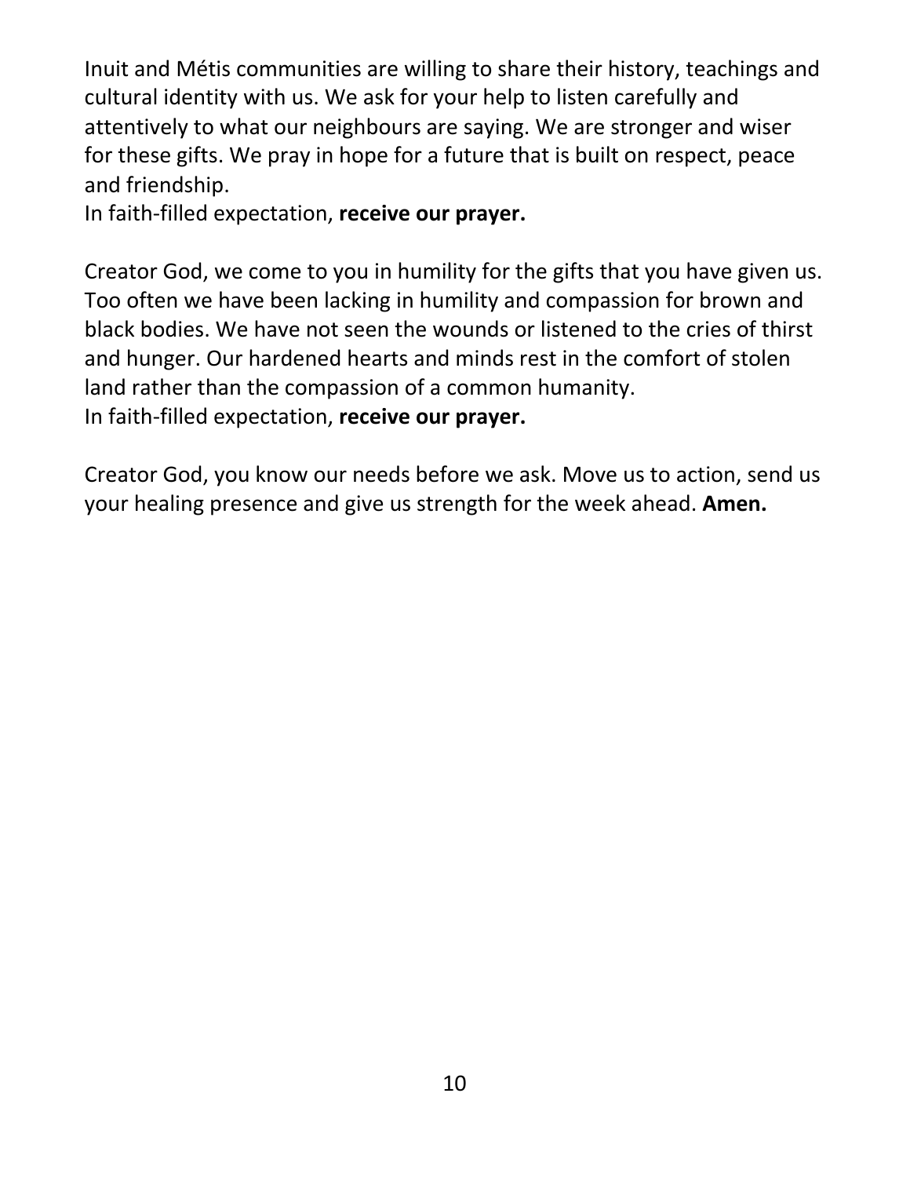Inuit and Métis communities are willing to share their history, teachings and cultural identity with us. We ask for your help to listen carefully and attentively to what our neighbours are saying. We are stronger and wiser for these gifts. We pray in hope for a future that is built on respect, peace and friendship.
In faith-filled expectation, **receive our prayer.**

Creator God, we come to you in humility for the gifts that you have given us. Too often we have been lacking in humility and compassion for brown and black bodies. We have not seen the wounds or listened to the cries of thirst and hunger. Our hardened hearts and minds rest in the comfort of stolen land rather than the compassion of a common humanity.
In faith-filled expectation, **receive our prayer.**

Creator God, you know our needs before we ask. Move us to action, send us your healing presence and give us strength for the week ahead. **Amen.**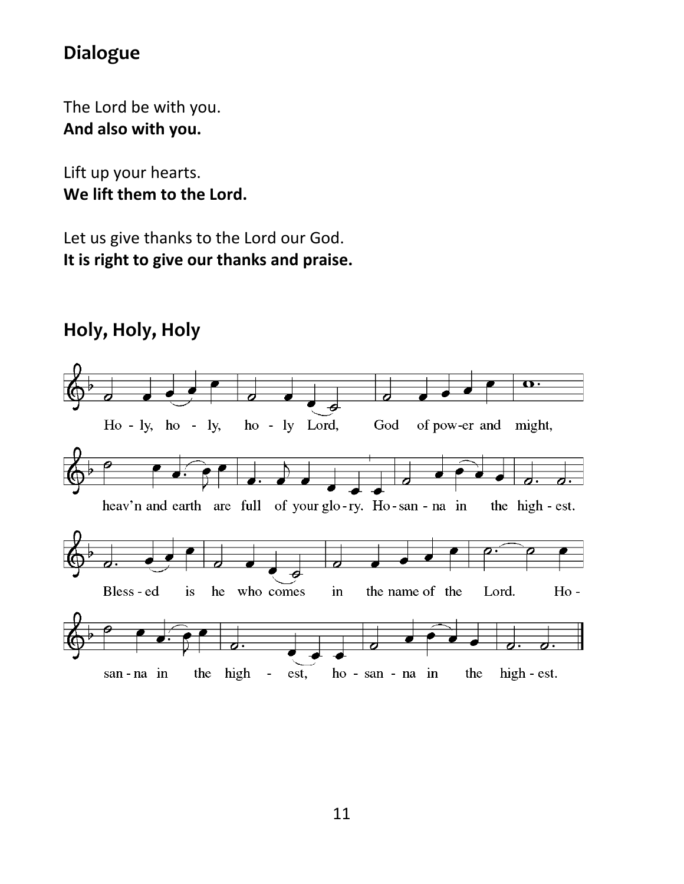## Dialogue

The Lord be with you.
**And also with you.**

Lift up your hearts.
**We lift them to the Lord.**

Let us give thanks to the Lord our God.
**It is right to give our thanks and praise.**

## Holy, Holy, Holy

Ho - ly, ho - ly, ho - ly Lord, God of pow-er and might,

heav'n and earth are full of your glo - ry. Ho - san - na in the high - est.

Bless - ed is he who comes in the name of the Lord. Ho -

san - na in the high - est, ho - san - na in the high - est.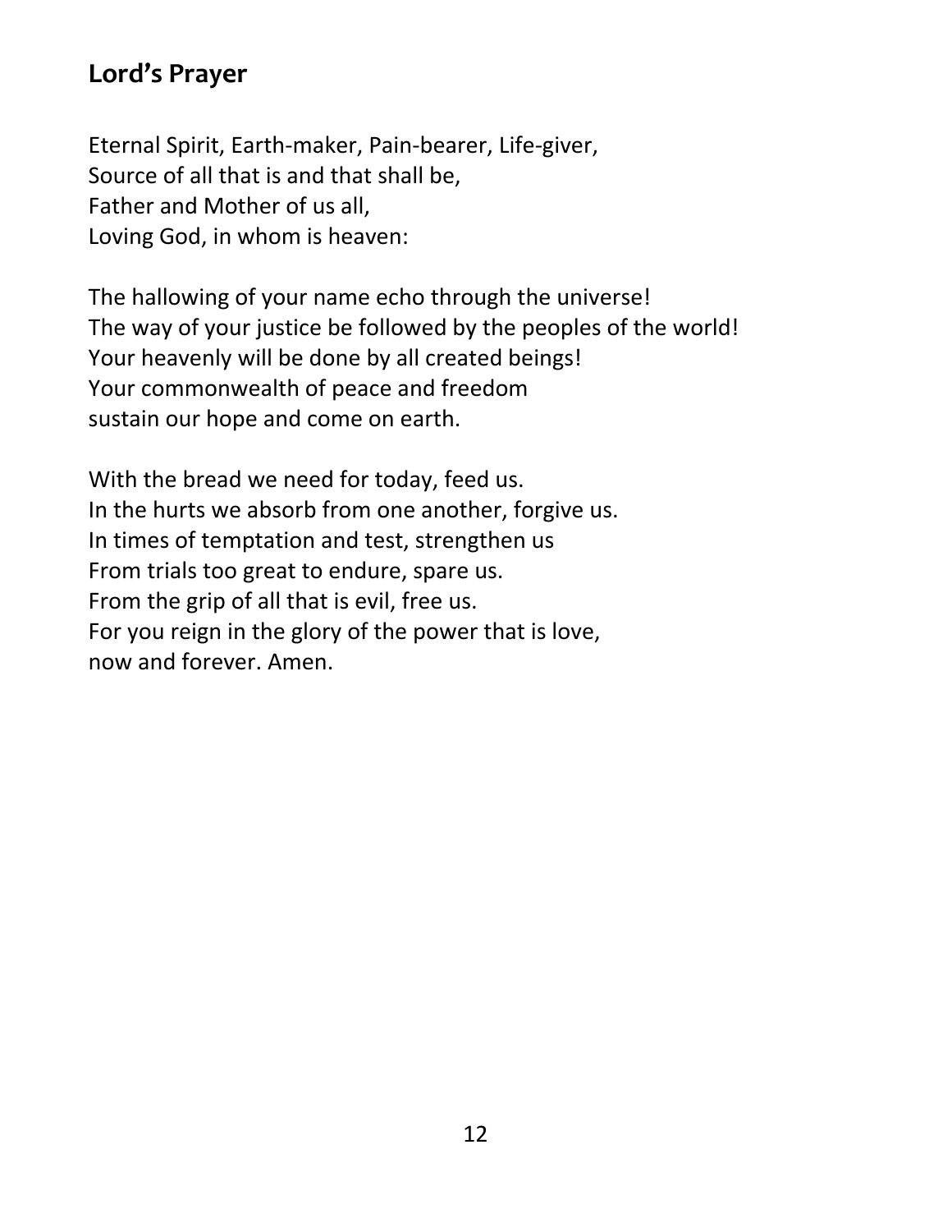## Lord's Prayer

Eternal Spirit, Earth-maker, Pain-bearer, Life-giver,
Source of all that is and that shall be,
Father and Mother of us all,
Loving God, in whom is heaven:

The hallowing of your name echo through the universe!
The way of your justice be followed by the peoples of the world!
Your heavenly will be done by all created beings!
Your commonwealth of peace and freedom
sustain our hope and come on earth.

With the bread we need for today, feed us.
In the hurts we absorb from one another, forgive us.
In times of temptation and test, strengthen us
From trials too great to endure, spare us.
From the grip of all that is evil, free us.
For you reign in the glory of the power that is love,
now and forever. Amen.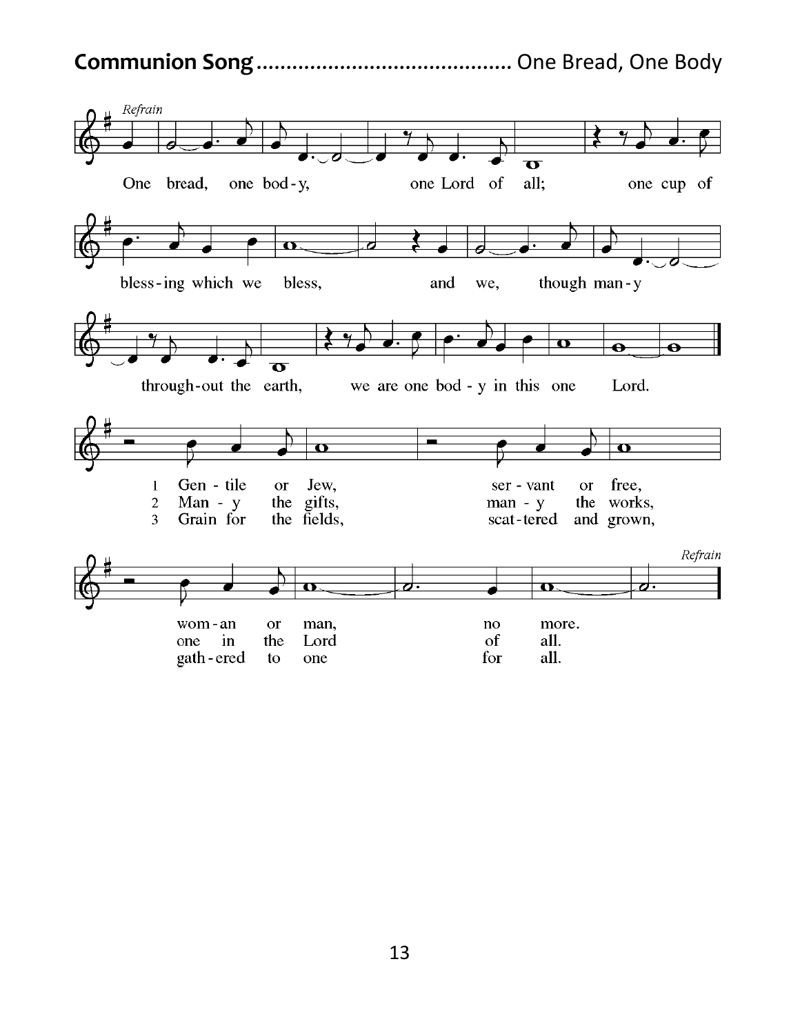**Communion Song**........................................ One Bread, One Body

*Refrain*

One bread, one bod-y, one Lord of all; one cup of bless-ing which we bless, and we, though man-y through-out the earth, we are one bod-y in this one Lord.

1 Gen-tile or Jew, ser-vant or free, wom-an or man, no more.

2 Man-y the gifts, man-y the works, one in the Lord of all.

3 Grain for the fields, scat-tered and grown, gath-ered to one for all.

*Refrain*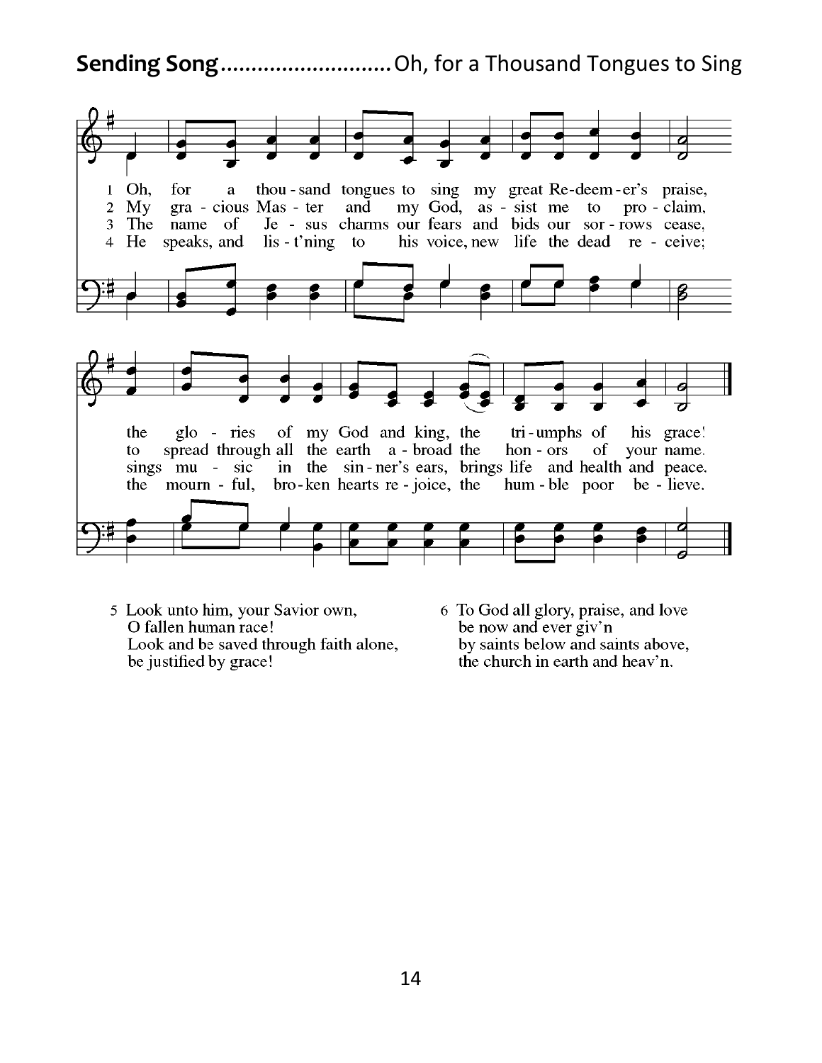**Sending Song**............................Oh, for a Thousand Tongues to Sing

1 Oh, for a thou-sand tongues to sing my great Re-deem-er's praise, the glo-ries of my God and king, the tri-umphs of his grace!

2 My gra-cious Mas-ter and my God, as-sist me to pro-claim, to spread through all the earth a-broad the hon-ors of your name.

3 The name of Je-sus charms our fears and bids our sor-rows cease, sings mu-sic in the sin-ner's ears, brings life and health and peace.

4 He speaks, and lis-t'ning to his voice, new life the dead re-ceive; the mourn-ful, bro-ken hearts re-joice, the hum-ble poor be-lieve.

5 Look unto him, your Savior own,
O fallen human race!
Look and be saved through faith alone,
be justified by grace!

6 To God all glory, praise, and love
be now and ever giv'n
by saints below and saints above,
the church in earth and heav'n.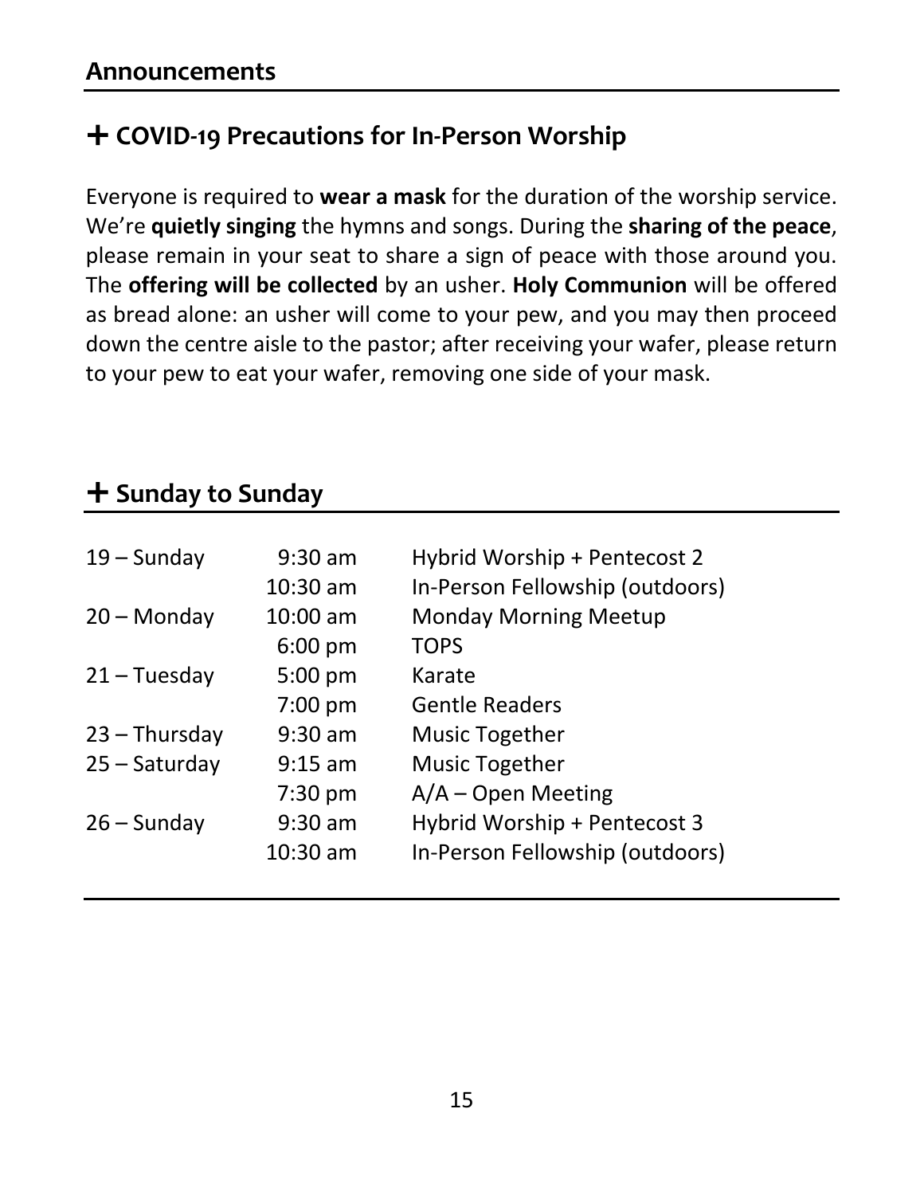## Announcements

### ✚ COVID-19 Precautions for In-Person Worship

Everyone is required to **wear a mask** for the duration of the worship service. We're **quietly singing** the hymns and songs. During the **sharing of the peace**, please remain in your seat to share a sign of peace with those around you. The **offering will be collected** by an usher. **Holy Communion** will be offered as bread alone: an usher will come to your pew, and you may then proceed down the centre aisle to the pastor; after receiving your wafer, please return to your pew to eat your wafer, removing one side of your mask.

### ✚ Sunday to Sunday

| | | |
|---|---|---|
| 19 – Sunday | 9:30 am | Hybrid Worship + Pentecost 2 |
| | 10:30 am | In-Person Fellowship (outdoors) |
| 20 – Monday | 10:00 am | Monday Morning Meetup |
| | 6:00 pm | TOPS |
| 21 – Tuesday | 5:00 pm | Karate |
| | 7:00 pm | Gentle Readers |
| 23 – Thursday | 9:30 am | Music Together |
| 25 – Saturday | 9:15 am | Music Together |
| | 7:30 pm | A/A – Open Meeting |
| 26 – Sunday | 9:30 am | Hybrid Worship + Pentecost 3 |
| | 10:30 am | In-Person Fellowship (outdoors) |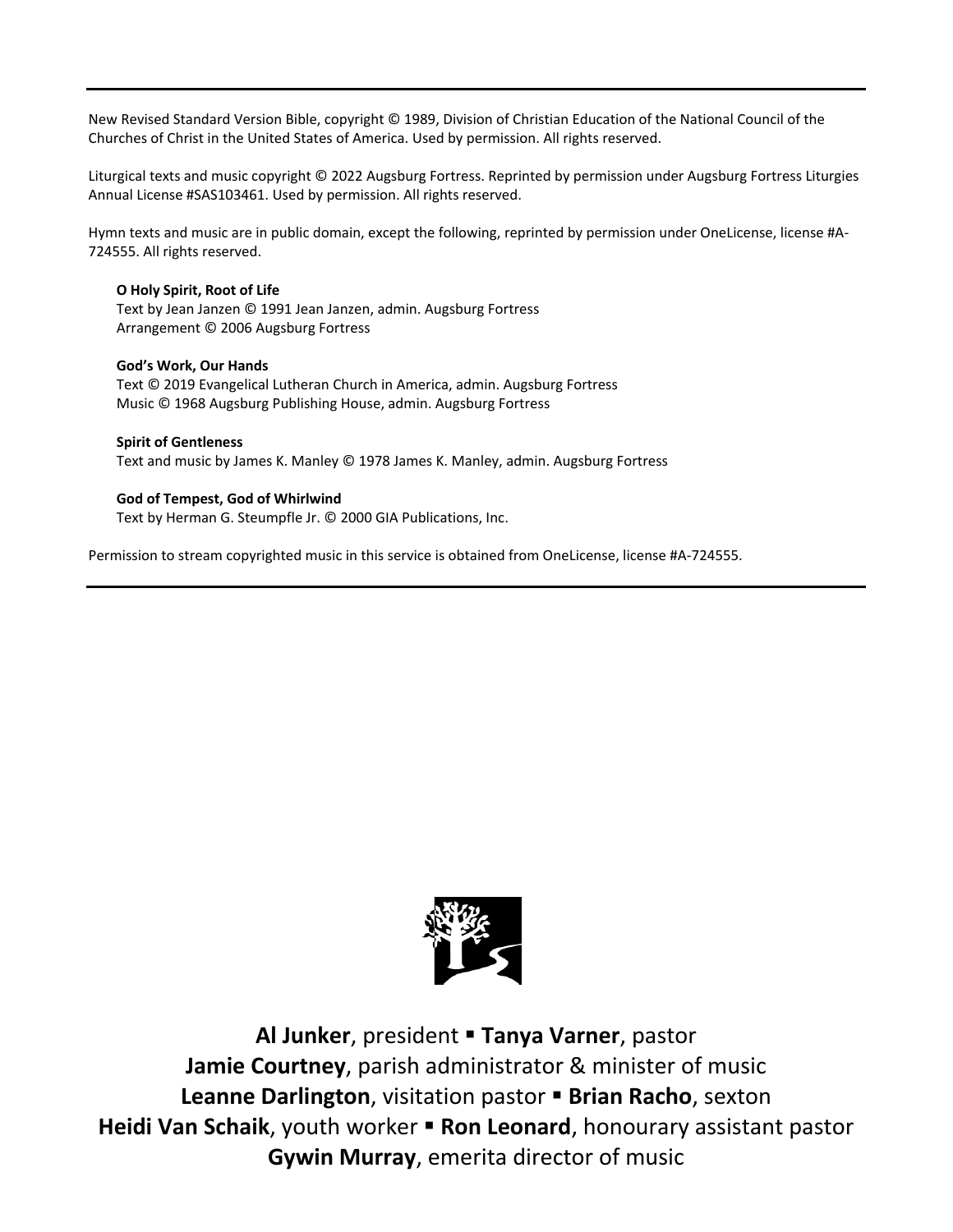New Revised Standard Version Bible, copyright © 1989, Division of Christian Education of the National Council of the Churches of Christ in the United States of America. Used by permission. All rights reserved.

Liturgical texts and music copyright © 2022 Augsburg Fortress. Reprinted by permission under Augsburg Fortress Liturgies Annual License #SAS103461. Used by permission. All rights reserved.

Hymn texts and music are in public domain, except the following, reprinted by permission under OneLicense, license #A-724555. All rights reserved.

**O Holy Spirit, Root of Life**
Text by Jean Janzen © 1991 Jean Janzen, admin. Augsburg Fortress
Arrangement © 2006 Augsburg Fortress

**God's Work, Our Hands**
Text © 2019 Evangelical Lutheran Church in America, admin. Augsburg Fortress
Music © 1968 Augsburg Publishing House, admin. Augsburg Fortress

**Spirit of Gentleness**
Text and music by James K. Manley © 1978 James K. Manley, admin. Augsburg Fortress

**God of Tempest, God of Whirlwind**
Text by Herman G. Steumpfle Jr. © 2000 GIA Publications, Inc.

Permission to stream copyrighted music in this service is obtained from OneLicense, license #A-724555.

**Al Junker**, president ▪ **Tanya Varner**, pastor
**Jamie Courtney**, parish administrator & minister of music
**Leanne Darlington**, visitation pastor ▪ **Brian Racho**, sexton
**Heidi Van Schaik**, youth worker ▪ **Ron Leonard**, honourary assistant pastor
**Gywin Murray**, emerita director of music